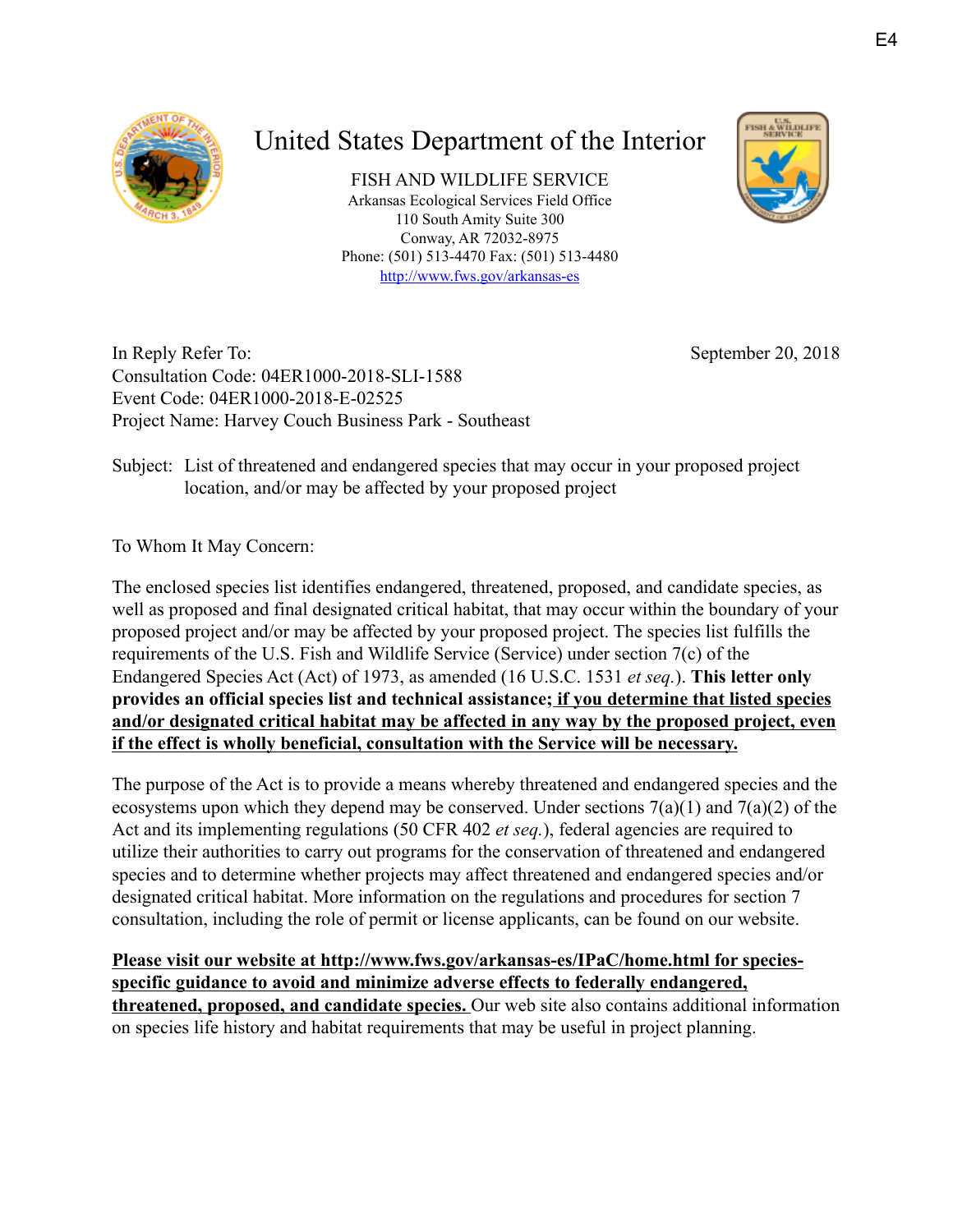E4

# United States Department of the Interior

FISH AND WILDLIFE SERVICE
Arkansas Ecological Services Field Office
110 South Amity Suite 300
Conway, AR 72032-8975
Phone: (501) 513-4470 Fax: (501) 513-4480
http://www.fws.gov/arkansas-es

In Reply Refer To:
Consultation Code: 04ER1000-2018-SLI-1588
Event Code: 04ER1000-2018-E-02525
Project Name: Harvey Couch Business Park - Southeast

September 20, 2018

Subject: List of threatened and endangered species that may occur in your proposed project location, and/or may be affected by your proposed project

To Whom It May Concern:

The enclosed species list identifies endangered, threatened, proposed, and candidate species, as well as proposed and final designated critical habitat, that may occur within the boundary of your proposed project and/or may be affected by your proposed project. The species list fulfills the requirements of the U.S. Fish and Wildlife Service (Service) under section 7(c) of the Endangered Species Act (Act) of 1973, as amended (16 U.S.C. 1531 *et seq.*). **This letter only provides an official species list and technical assistance; if you determine that listed species and/or designated critical habitat may be affected in any way by the proposed project, even if the effect is wholly beneficial, consultation with the Service will be necessary.**

The purpose of the Act is to provide a means whereby threatened and endangered species and the ecosystems upon which they depend may be conserved. Under sections 7(a)(1) and 7(a)(2) of the Act and its implementing regulations (50 CFR 402 *et seq.*), federal agencies are required to utilize their authorities to carry out programs for the conservation of threatened and endangered species and to determine whether projects may affect threatened and endangered species and/or designated critical habitat. More information on the regulations and procedures for section 7 consultation, including the role of permit or license applicants, can be found on our website.

**Please visit our website at http://www.fws.gov/arkansas-es/IPaC/home.html for species-specific guidance to avoid and minimize adverse effects to federally endangered, threatened, proposed, and candidate species.** Our web site also contains additional information on species life history and habitat requirements that may be useful in project planning.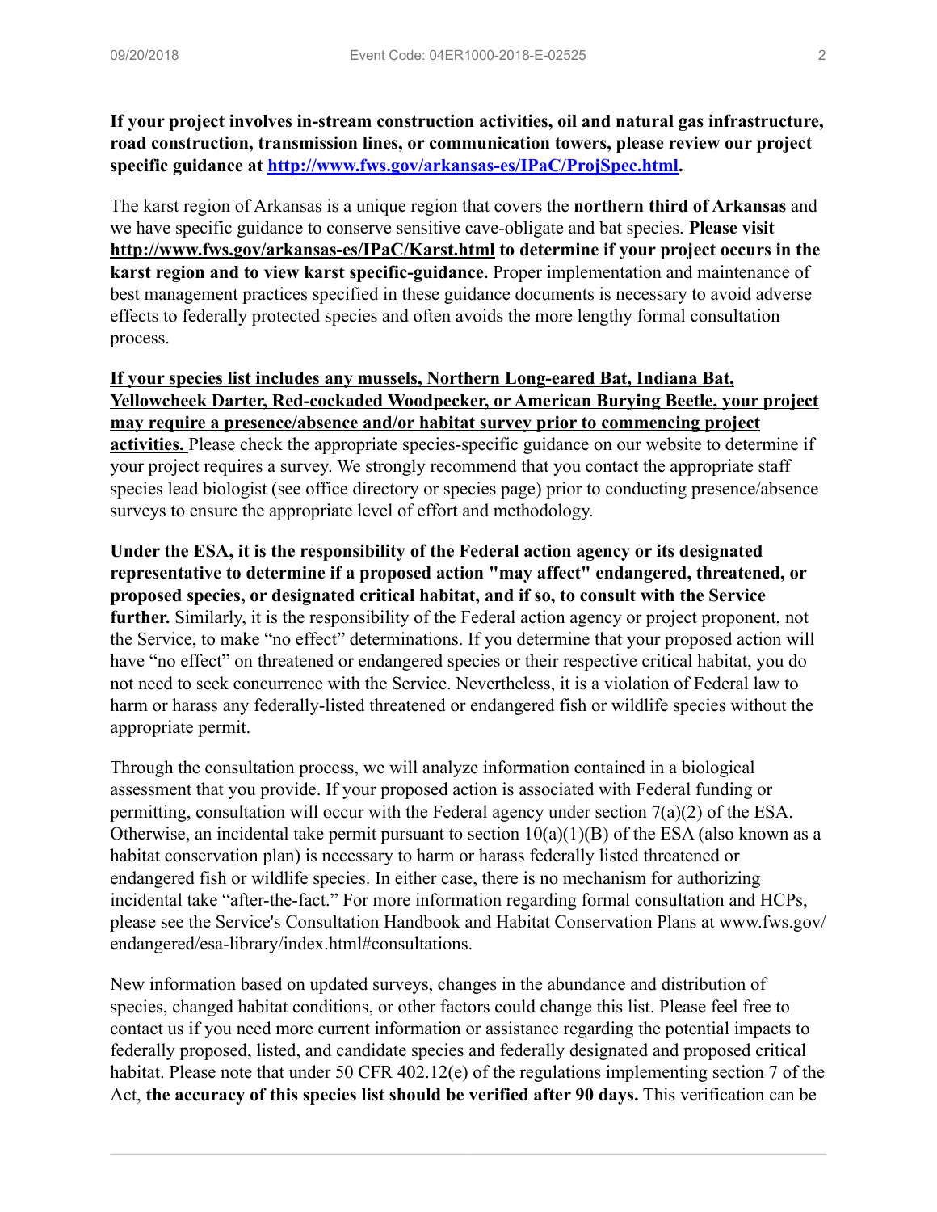**If your project involves in-stream construction activities, oil and natural gas infrastructure, road construction, transmission lines, or communication towers, please review our project specific guidance at http://www.fws.gov/arkansas-es/IPaC/ProjSpec.html.**

The karst region of Arkansas is a unique region that covers the **northern third of Arkansas** and we have specific guidance to conserve sensitive cave-obligate and bat species. **Please visit http://www.fws.gov/arkansas-es/IPaC/Karst.html to determine if your project occurs in the karst region and to view karst specific-guidance.** Proper implementation and maintenance of best management practices specified in these guidance documents is necessary to avoid adverse effects to federally protected species and often avoids the more lengthy formal consultation process.

**If your species list includes any mussels, Northern Long-eared Bat, Indiana Bat, Yellowcheek Darter, Red-cockaded Woodpecker, or American Burying Beetle, your project may require a presence/absence and/or habitat survey prior to commencing project activities.** Please check the appropriate species-specific guidance on our website to determine if your project requires a survey. We strongly recommend that you contact the appropriate staff species lead biologist (see office directory or species page) prior to conducting presence/absence surveys to ensure the appropriate level of effort and methodology.

**Under the ESA, it is the responsibility of the Federal action agency or its designated representative to determine if a proposed action "may affect" endangered, threatened, or proposed species, or designated critical habitat, and if so, to consult with the Service further.** Similarly, it is the responsibility of the Federal action agency or project proponent, not the Service, to make "no effect" determinations. If you determine that your proposed action will have "no effect" on threatened or endangered species or their respective critical habitat, you do not need to seek concurrence with the Service. Nevertheless, it is a violation of Federal law to harm or harass any federally-listed threatened or endangered fish or wildlife species without the appropriate permit.

Through the consultation process, we will analyze information contained in a biological assessment that you provide. If your proposed action is associated with Federal funding or permitting, consultation will occur with the Federal agency under section 7(a)(2) of the ESA. Otherwise, an incidental take permit pursuant to section 10(a)(1)(B) of the ESA (also known as a habitat conservation plan) is necessary to harm or harass federally listed threatened or endangered fish or wildlife species. In either case, there is no mechanism for authorizing incidental take "after-the-fact." For more information regarding formal consultation and HCPs, please see the Service's Consultation Handbook and Habitat Conservation Plans at www.fws.gov/endangered/esa-library/index.html#consultations.

New information based on updated surveys, changes in the abundance and distribution of species, changed habitat conditions, or other factors could change this list. Please feel free to contact us if you need more current information or assistance regarding the potential impacts to federally proposed, listed, and candidate species and federally designated and proposed critical habitat. Please note that under 50 CFR 402.12(e) of the regulations implementing section 7 of the Act, **the accuracy of this species list should be verified after 90 days.** This verification can be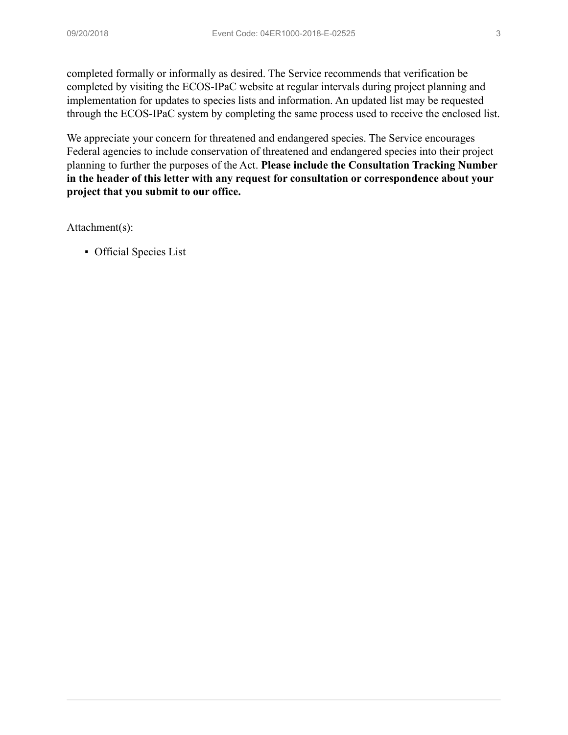completed formally or informally as desired. The Service recommends that verification be completed by visiting the ECOS-IPaC website at regular intervals during project planning and implementation for updates to species lists and information. An updated list may be requested through the ECOS-IPaC system by completing the same process used to receive the enclosed list.

We appreciate your concern for threatened and endangered species. The Service encourages Federal agencies to include conservation of threatened and endangered species into their project planning to further the purposes of the Act. **Please include the Consultation Tracking Number in the header of this letter with any request for consultation or correspondence about your project that you submit to our office.**

Attachment(s):

- Official Species List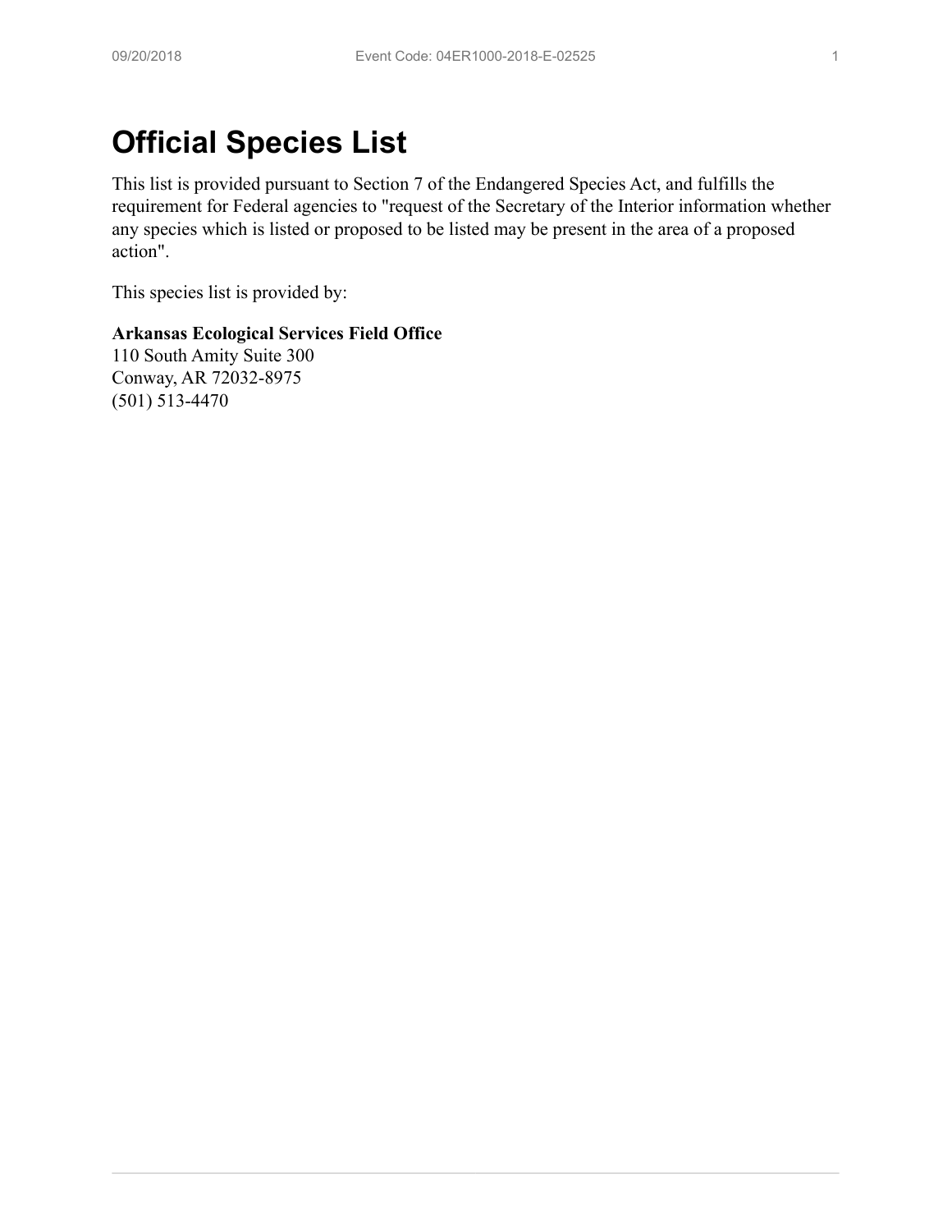# Official Species List

This list is provided pursuant to Section 7 of the Endangered Species Act, and fulfills the requirement for Federal agencies to "request of the Secretary of the Interior information whether any species which is listed or proposed to be listed may be present in the area of a proposed action".

This species list is provided by:

**Arkansas Ecological Services Field Office**
110 South Amity Suite 300
Conway, AR 72032-8975
(501) 513-4470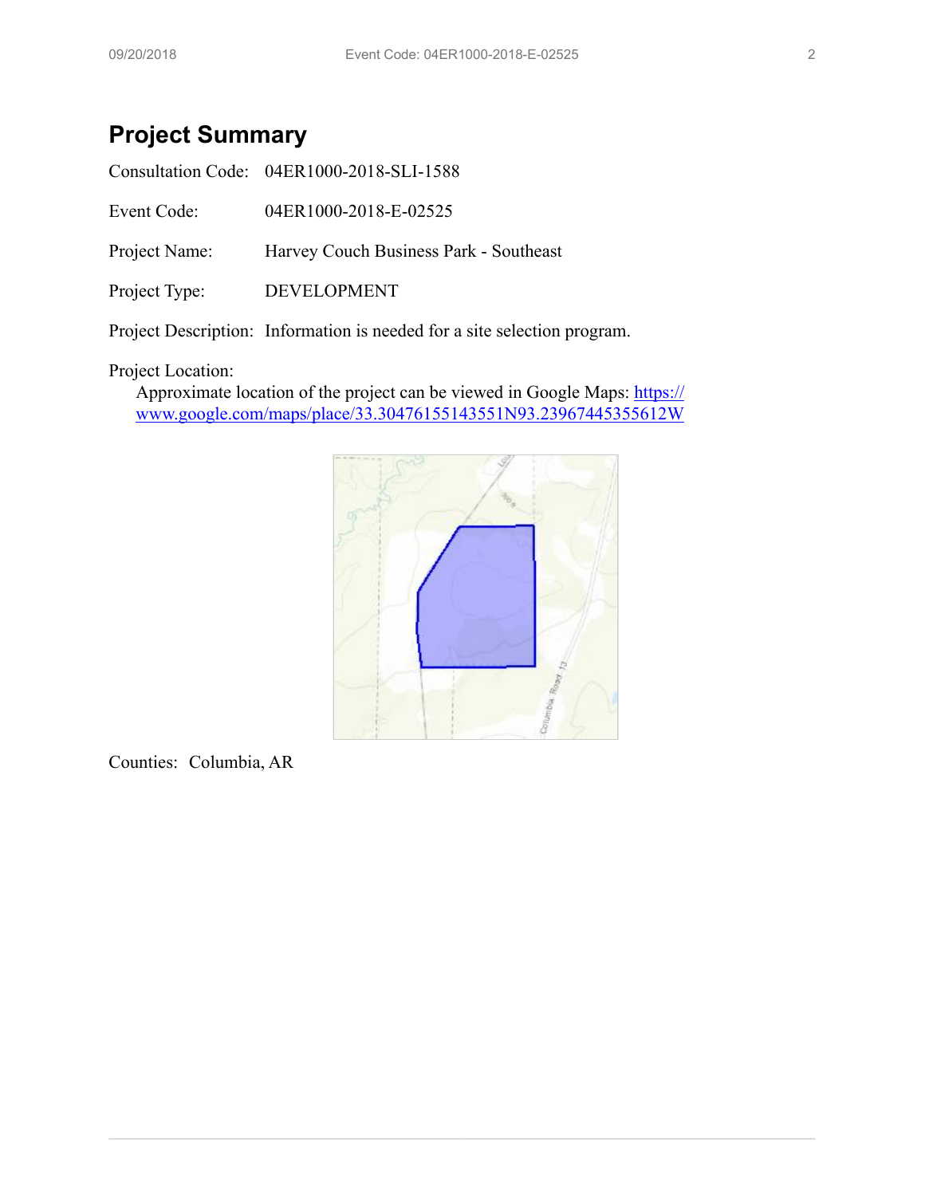## Project Summary

Consultation Code: 04ER1000-2018-SLI-1588

Event Code: 04ER1000-2018-E-02525

Project Name: Harvey Couch Business Park - Southeast

Project Type: DEVELOPMENT

Project Description: Information is needed for a site selection program.

Project Location:

Approximate location of the project can be viewed in Google Maps: https://www.google.com/maps/place/33.30476155143551N93.23967445355612W

Counties: Columbia, AR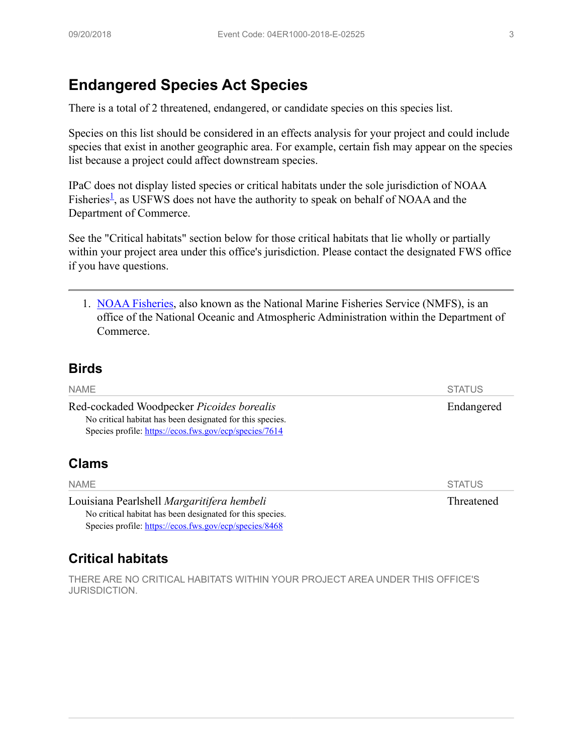# Endangered Species Act Species

There is a total of 2 threatened, endangered, or candidate species on this species list.

Species on this list should be considered in an effects analysis for your project and could include species that exist in another geographic area. For example, certain fish may appear on the species list because a project could affect downstream species.

IPaC does not display listed species or critical habitats under the sole jurisdiction of NOAA Fisheries[1], as USFWS does not have the authority to speak on behalf of NOAA and the Department of Commerce.

See the "Critical habitats" section below for those critical habitats that lie wholly or partially within your project area under this office's jurisdiction. Please contact the designated FWS office if you have questions.

---

1. [NOAA Fisheries](), also known as the National Marine Fisheries Service (NMFS), is an office of the National Oceanic and Atmospheric Administration within the Department of Commerce.

## Birds

| NAME | STATUS |
| --- | --- |
| Red-cockaded Woodpecker *Picoides borealis*<br>No critical habitat has been designated for this species.<br>Species profile: https://ecos.fws.gov/ecp/species/7614 | Endangered |

## Clams

| NAME | STATUS |
| --- | --- |
| Louisiana Pearlshell *Margaritifera hembeli*<br>No critical habitat has been designated for this species.<br>Species profile: https://ecos.fws.gov/ecp/species/8468 | Threatened |

## Critical habitats

THERE ARE NO CRITICAL HABITATS WITHIN YOUR PROJECT AREA UNDER THIS OFFICE'S JURISDICTION.